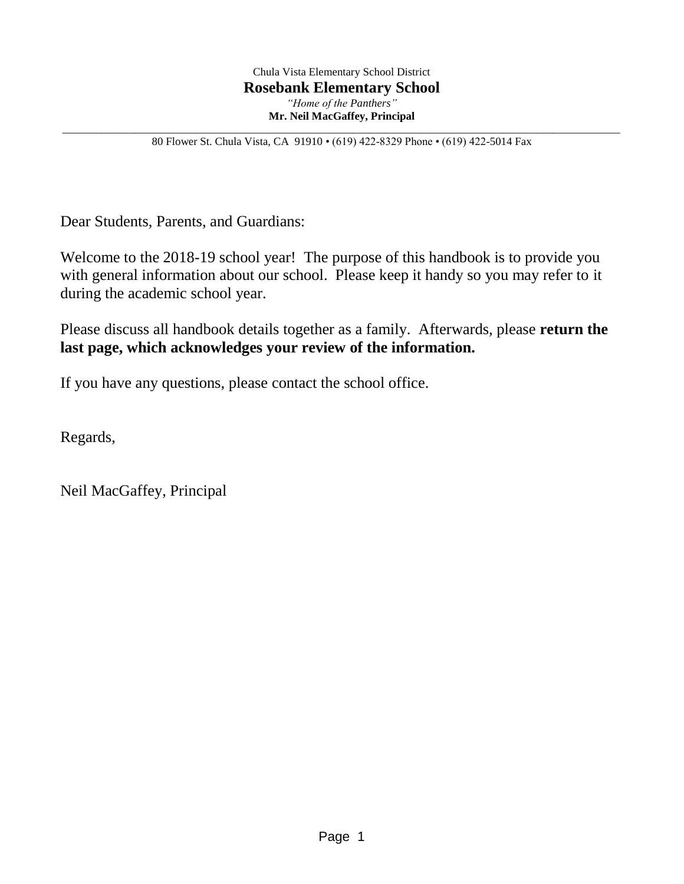Chula Vista Elementary School District

**Rosebank Elementary School**

*"Home of the Panthers"*

**Mr. Neil MacGaffey, Principal**

---

80 Flower St. Chula Vista, CA 91910 • (619) 422-8329 Phone • (619) 422-5014 Fax

Dear Students, Parents, and Guardians:

Welcome to the 2018-19 school year! The purpose of this handbook is to provide you with general information about our school. Please keep it handy so you may refer to it during the academic school year.

Please discuss all handbook details together as a family. Afterwards, please **return the last page, which acknowledges your review of the information.**

If you have any questions, please contact the school office.

Regards,

Neil MacGaffey, Principal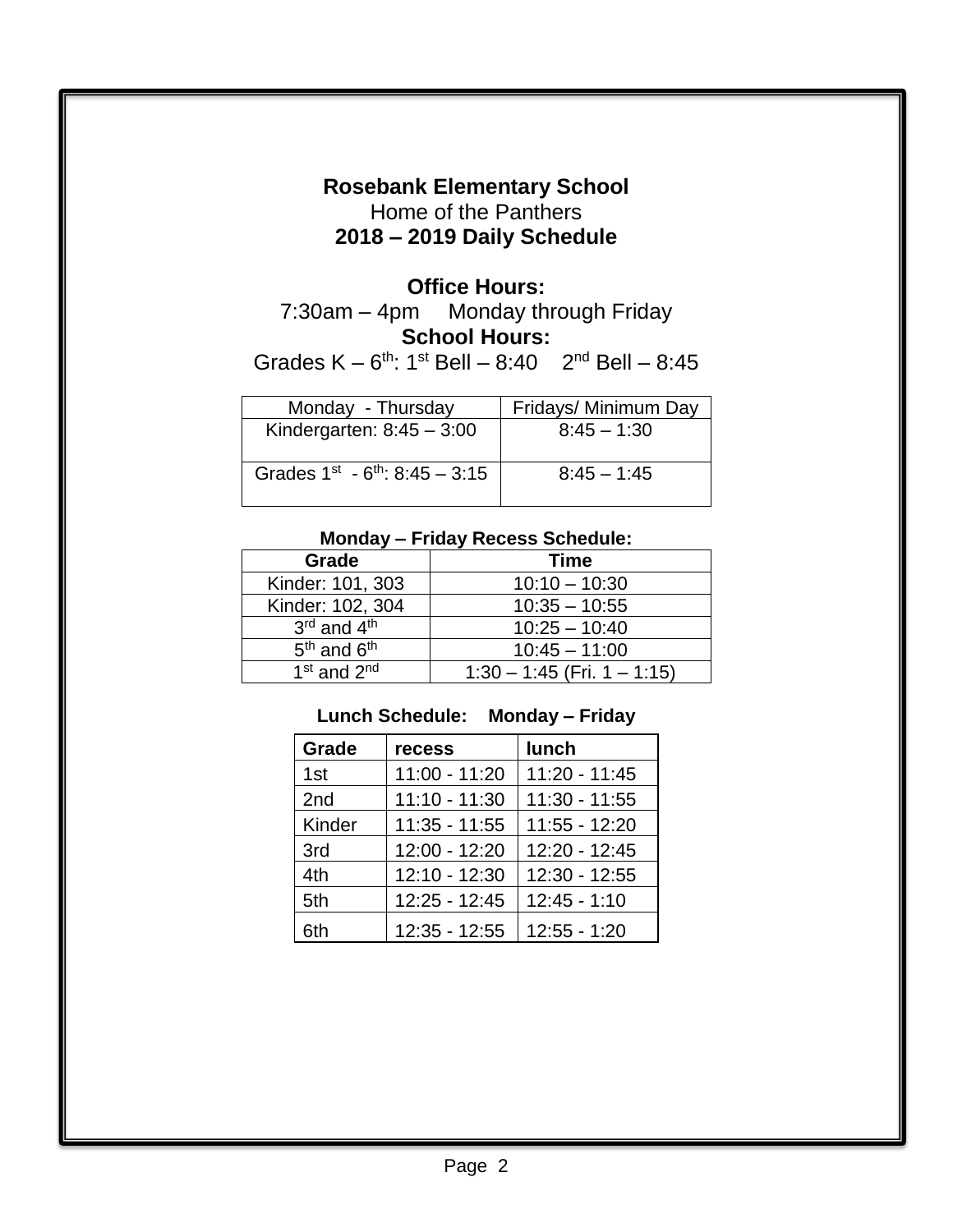**Rosebank Elementary School**
Home of the Panthers
**2018 – 2019 Daily Schedule**

**Office Hours:**
7:30am – 4pm Monday through Friday
**School Hours:**
Grades K – 6th: 1st Bell – 8:40 2nd Bell – 8:45

| Monday - Thursday | Fridays/ Minimum Day |
|---|---|
| Kindergarten: 8:45 – 3:00 | 8:45 – 1:30 |
| Grades 1st - 6th: 8:45 – 3:15 | 8:45 – 1:45 |

**Monday – Friday Recess Schedule:**

| Grade | Time |
|---|---|
| Kinder: 101, 303 | 10:10 – 10:30 |
| Kinder: 102, 304 | 10:35 – 10:55 |
| 3rd and 4th | 10:25 – 10:40 |
| 5th and 6th | 10:45 – 11:00 |
| 1st and 2nd | 1:30 – 1:45 (Fri. 1 – 1:15) |

**Lunch Schedule: Monday – Friday**

| Grade | recess | lunch |
|---|---|---|
| 1st | 11:00 - 11:20 | 11:20 - 11:45 |
| 2nd | 11:10 - 11:30 | 11:30 - 11:55 |
| Kinder | 11:35 - 11:55 | 11:55 - 12:20 |
| 3rd | 12:00 - 12:20 | 12:20 - 12:45 |
| 4th | 12:10 - 12:30 | 12:30 - 12:55 |
| 5th | 12:25 - 12:45 | 12:45 - 1:10 |
| 6th | 12:35 - 12:55 | 12:55 - 1:20 |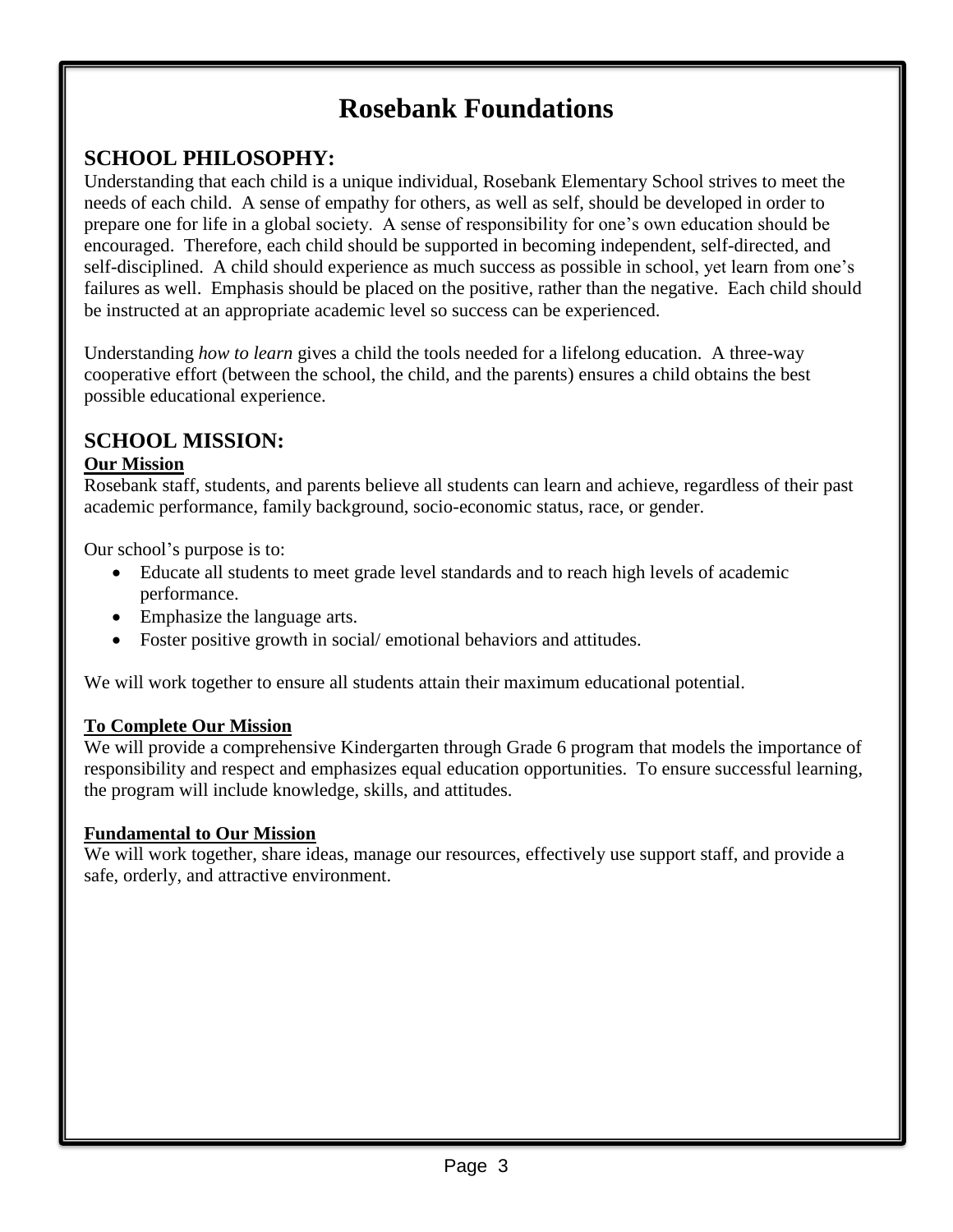# Rosebank Foundations

## SCHOOL PHILOSOPHY:

Understanding that each child is a unique individual, Rosebank Elementary School strives to meet the needs of each child. A sense of empathy for others, as well as self, should be developed in order to prepare one for life in a global society. A sense of responsibility for one's own education should be encouraged. Therefore, each child should be supported in becoming independent, self-directed, and self-disciplined. A child should experience as much success as possible in school, yet learn from one's failures as well. Emphasis should be placed on the positive, rather than the negative. Each child should be instructed at an appropriate academic level so success can be experienced.

Understanding *how to learn* gives a child the tools needed for a lifelong education. A three-way cooperative effort (between the school, the child, and the parents) ensures a child obtains the best possible educational experience.

## SCHOOL MISSION:

**Our Mission**

Rosebank staff, students, and parents believe all students can learn and achieve, regardless of their past academic performance, family background, socio-economic status, race, or gender.

Our school's purpose is to:

- Educate all students to meet grade level standards and to reach high levels of academic performance.
- Emphasize the language arts.
- Foster positive growth in social/ emotional behaviors and attitudes.

We will work together to ensure all students attain their maximum educational potential.

**To Complete Our Mission**

We will provide a comprehensive Kindergarten through Grade 6 program that models the importance of responsibility and respect and emphasizes equal education opportunities. To ensure successful learning, the program will include knowledge, skills, and attitudes.

**Fundamental to Our Mission**

We will work together, share ideas, manage our resources, effectively use support staff, and provide a safe, orderly, and attractive environment.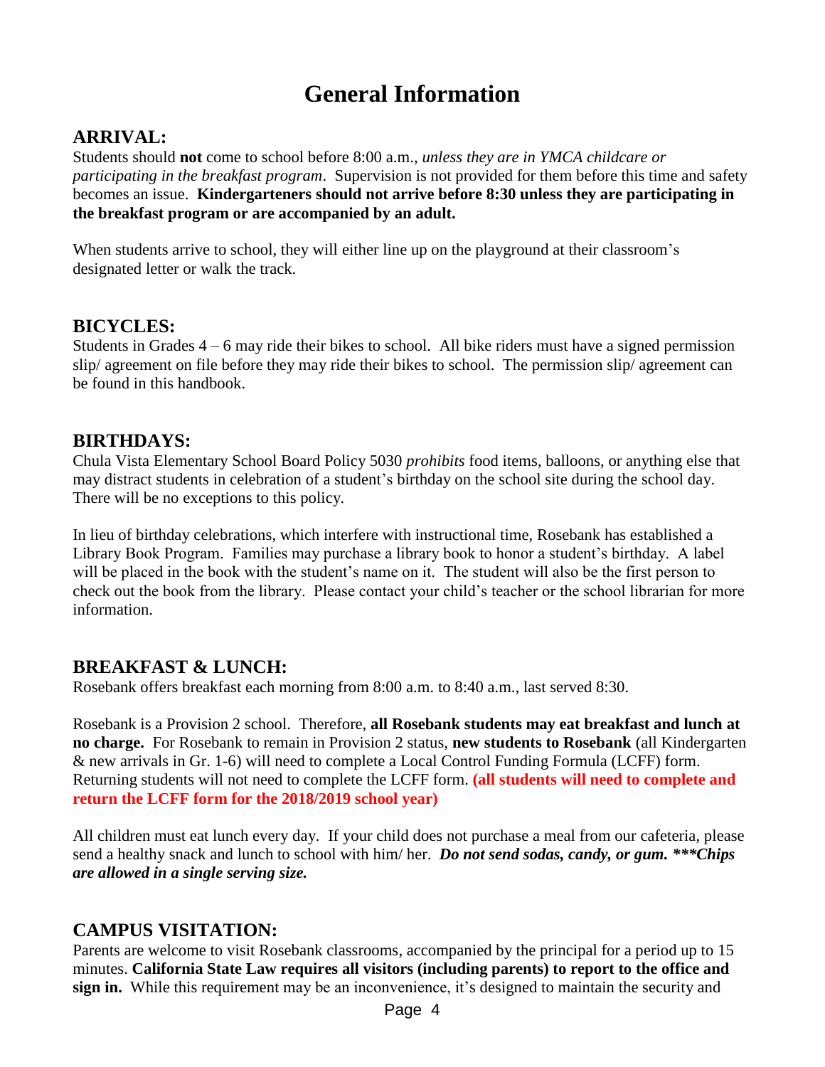# General Information

## ARRIVAL:

Students should **not** come to school before 8:00 a.m., *unless they are in YMCA childcare or participating in the breakfast program*. Supervision is not provided for them before this time and safety becomes an issue. **Kindergarteners should not arrive before 8:30 unless they are participating in the breakfast program or are accompanied by an adult.**

When students arrive to school, they will either line up on the playground at their classroom's designated letter or walk the track.

## BICYCLES:

Students in Grades 4 – 6 may ride their bikes to school. All bike riders must have a signed permission slip/ agreement on file before they may ride their bikes to school. The permission slip/ agreement can be found in this handbook.

## BIRTHDAYS:

Chula Vista Elementary School Board Policy 5030 *prohibits* food items, balloons, or anything else that may distract students in celebration of a student's birthday on the school site during the school day. There will be no exceptions to this policy.

In lieu of birthday celebrations, which interfere with instructional time, Rosebank has established a Library Book Program. Families may purchase a library book to honor a student's birthday. A label will be placed in the book with the student's name on it. The student will also be the first person to check out the book from the library. Please contact your child's teacher or the school librarian for more information.

## BREAKFAST & LUNCH:

Rosebank offers breakfast each morning from 8:00 a.m. to 8:40 a.m., last served 8:30.

Rosebank is a Provision 2 school. Therefore, **all Rosebank students may eat breakfast and lunch at no charge.** For Rosebank to remain in Provision 2 status, **new students to Rosebank** (all Kindergarten & new arrivals in Gr. 1-6) will need to complete a Local Control Funding Formula (LCFF) form. Returning students will not need to complete the LCFF form. **(all students will need to complete and return the LCFF form for the 2018/2019 school year)**

All children must eat lunch every day. If your child does not purchase a meal from our cafeteria, please send a healthy snack and lunch to school with him/ her. ***Do not send sodas, candy, or gum. ***Chips are allowed in a single serving size.***

## CAMPUS VISITATION:

Parents are welcome to visit Rosebank classrooms, accompanied by the principal for a period up to 15 minutes. **California State Law requires all visitors (including parents) to report to the office and sign in.** While this requirement may be an inconvenience, it's designed to maintain the security and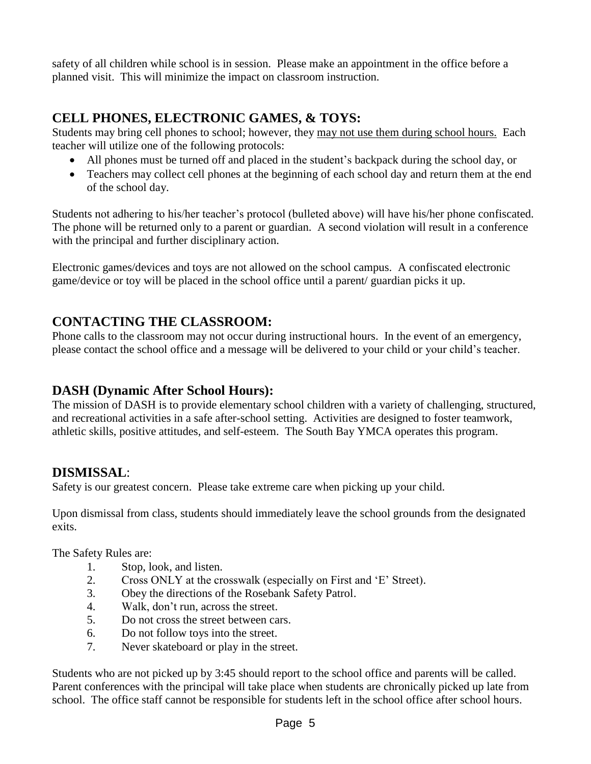safety of all children while school is in session. Please make an appointment in the office before a planned visit. This will minimize the impact on classroom instruction.

## CELL PHONES, ELECTRONIC GAMES, & TOYS:

Students may bring cell phones to school; however, they may not use them during school hours. Each teacher will utilize one of the following protocols:

- All phones must be turned off and placed in the student's backpack during the school day, or
- Teachers may collect cell phones at the beginning of each school day and return them at the end of the school day.

Students not adhering to his/her teacher's protocol (bulleted above) will have his/her phone confiscated. The phone will be returned only to a parent or guardian. A second violation will result in a conference with the principal and further disciplinary action.

Electronic games/devices and toys are not allowed on the school campus. A confiscated electronic game/device or toy will be placed in the school office until a parent/ guardian picks it up.

## CONTACTING THE CLASSROOM:

Phone calls to the classroom may not occur during instructional hours. In the event of an emergency, please contact the school office and a message will be delivered to your child or your child's teacher.

## DASH (Dynamic After School Hours):

The mission of DASH is to provide elementary school children with a variety of challenging, structured, and recreational activities in a safe after-school setting. Activities are designed to foster teamwork, athletic skills, positive attitudes, and self-esteem. The South Bay YMCA operates this program.

## DISMISSAL:

Safety is our greatest concern. Please take extreme care when picking up your child.

Upon dismissal from class, students should immediately leave the school grounds from the designated exits.

The Safety Rules are:

1. Stop, look, and listen.
2. Cross ONLY at the crosswalk (especially on First and 'E' Street).
3. Obey the directions of the Rosebank Safety Patrol.
4. Walk, don't run, across the street.
5. Do not cross the street between cars.
6. Do not follow toys into the street.
7. Never skateboard or play in the street.

Students who are not picked up by 3:45 should report to the school office and parents will be called. Parent conferences with the principal will take place when students are chronically picked up late from school. The office staff cannot be responsible for students left in the school office after school hours.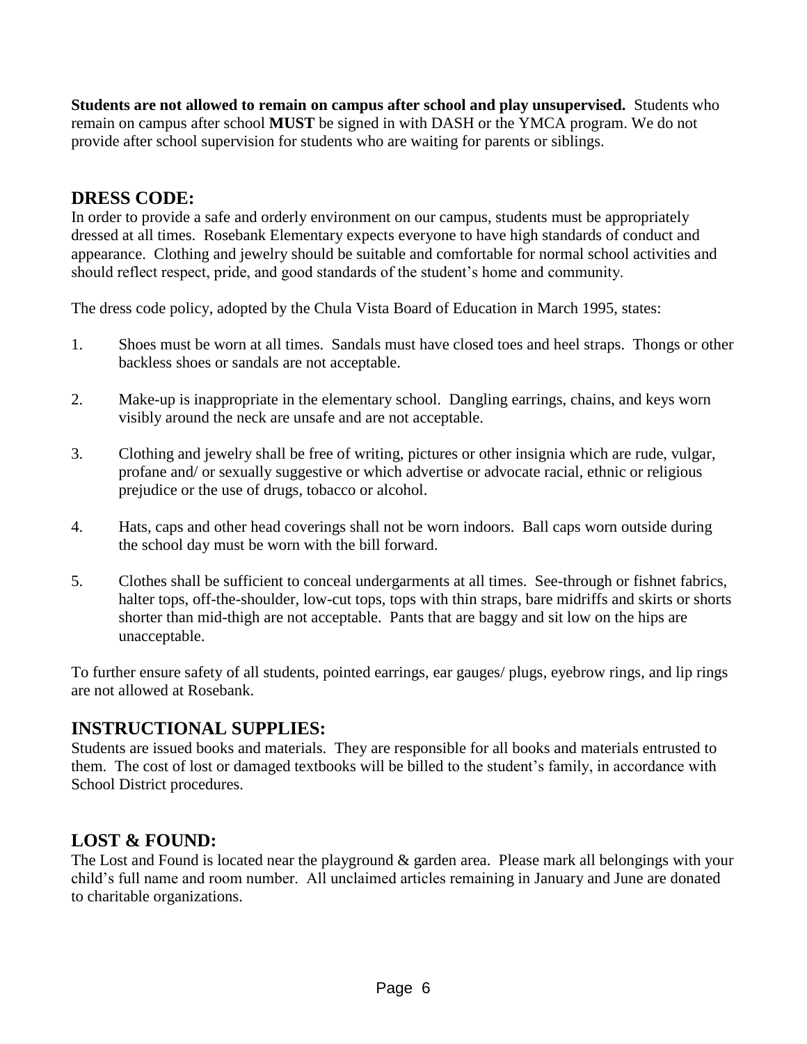**Students are not allowed to remain on campus after school and play unsupervised.** Students who remain on campus after school **MUST** be signed in with DASH or the YMCA program. We do not provide after school supervision for students who are waiting for parents or siblings.

## DRESS CODE:

In order to provide a safe and orderly environment on our campus, students must be appropriately dressed at all times. Rosebank Elementary expects everyone to have high standards of conduct and appearance. Clothing and jewelry should be suitable and comfortable for normal school activities and should reflect respect, pride, and good standards of the student's home and community.

The dress code policy, adopted by the Chula Vista Board of Education in March 1995, states:

1. Shoes must be worn at all times. Sandals must have closed toes and heel straps. Thongs or other backless shoes or sandals are not acceptable.

2. Make-up is inappropriate in the elementary school. Dangling earrings, chains, and keys worn visibly around the neck are unsafe and are not acceptable.

3. Clothing and jewelry shall be free of writing, pictures or other insignia which are rude, vulgar, profane and/ or sexually suggestive or which advertise or advocate racial, ethnic or religious prejudice or the use of drugs, tobacco or alcohol.

4. Hats, caps and other head coverings shall not be worn indoors. Ball caps worn outside during the school day must be worn with the bill forward.

5. Clothes shall be sufficient to conceal undergarments at all times. See-through or fishnet fabrics, halter tops, off-the-shoulder, low-cut tops, tops with thin straps, bare midriffs and skirts or shorts shorter than mid-thigh are not acceptable. Pants that are baggy and sit low on the hips are unacceptable.

To further ensure safety of all students, pointed earrings, ear gauges/ plugs, eyebrow rings, and lip rings are not allowed at Rosebank.

## INSTRUCTIONAL SUPPLIES:

Students are issued books and materials. They are responsible for all books and materials entrusted to them. The cost of lost or damaged textbooks will be billed to the student's family, in accordance with School District procedures.

## LOST & FOUND:

The Lost and Found is located near the playground & garden area. Please mark all belongings with your child's full name and room number. All unclaimed articles remaining in January and June are donated to charitable organizations.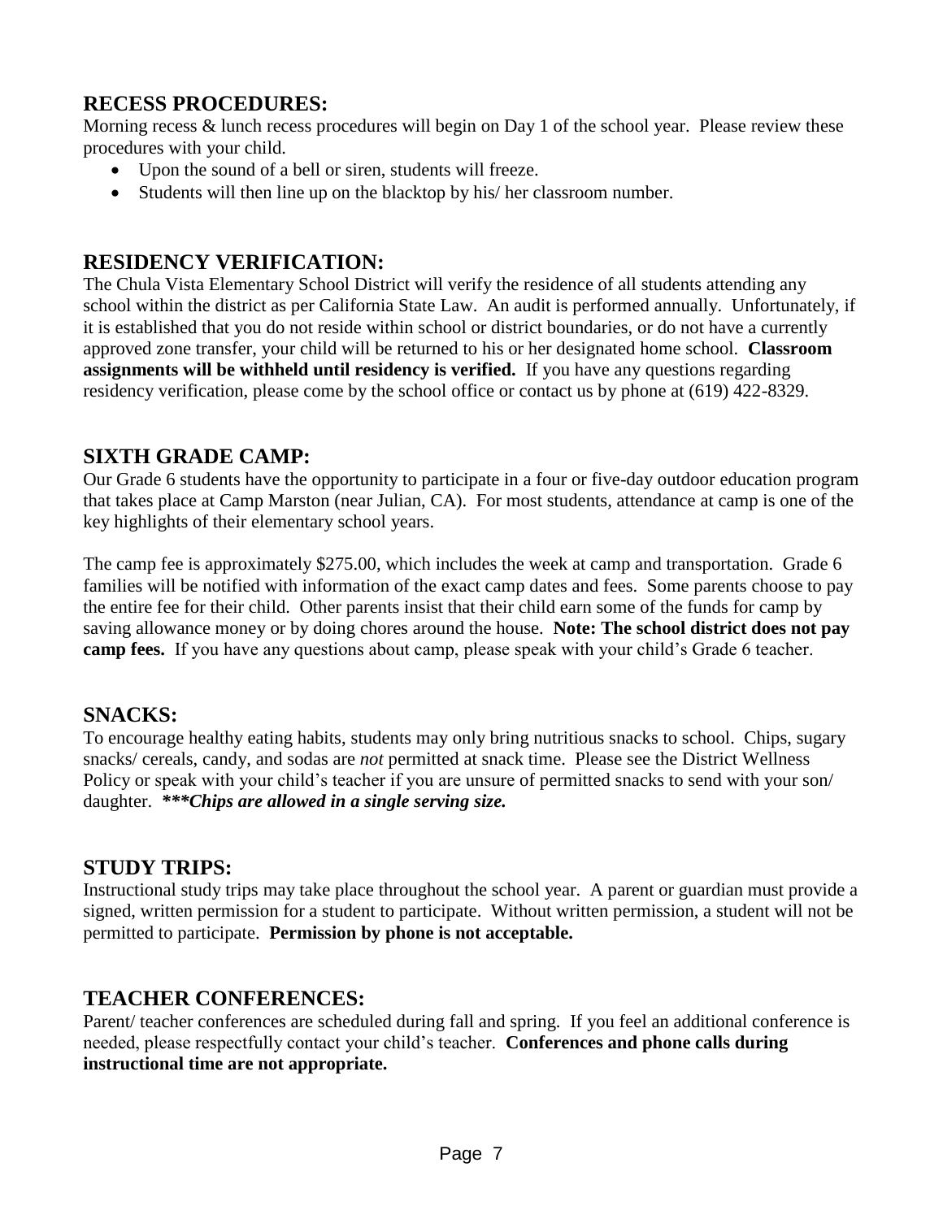## RECESS PROCEDURES:

Morning recess & lunch recess procedures will begin on Day 1 of the school year. Please review these procedures with your child.

- Upon the sound of a bell or siren, students will freeze.
- Students will then line up on the blacktop by his/ her classroom number.

## RESIDENCY VERIFICATION:

The Chula Vista Elementary School District will verify the residence of all students attending any school within the district as per California State Law. An audit is performed annually. Unfortunately, if it is established that you do not reside within school or district boundaries, or do not have a currently approved zone transfer, your child will be returned to his or her designated home school. **Classroom assignments will be withheld until residency is verified.** If you have any questions regarding residency verification, please come by the school office or contact us by phone at (619) 422-8329.

## SIXTH GRADE CAMP:

Our Grade 6 students have the opportunity to participate in a four or five-day outdoor education program that takes place at Camp Marston (near Julian, CA). For most students, attendance at camp is one of the key highlights of their elementary school years.

The camp fee is approximately $275.00, which includes the week at camp and transportation. Grade 6 families will be notified with information of the exact camp dates and fees. Some parents choose to pay the entire fee for their child. Other parents insist that their child earn some of the funds for camp by saving allowance money or by doing chores around the house. **Note: The school district does not pay camp fees.** If you have any questions about camp, please speak with your child's Grade 6 teacher.

## SNACKS:

To encourage healthy eating habits, students may only bring nutritious snacks to school. Chips, sugary snacks/ cereals, candy, and sodas are *not* permitted at snack time. Please see the District Wellness Policy or speak with your child's teacher if you are unsure of permitted snacks to send with your son/ daughter. ***\*\*\*Chips are allowed in a single serving size.***

## STUDY TRIPS:

Instructional study trips may take place throughout the school year. A parent or guardian must provide a signed, written permission for a student to participate. Without written permission, a student will not be permitted to participate. **Permission by phone is not acceptable.**

## TEACHER CONFERENCES:

Parent/ teacher conferences are scheduled during fall and spring. If you feel an additional conference is needed, please respectfully contact your child's teacher. **Conferences and phone calls during instructional time are not appropriate.**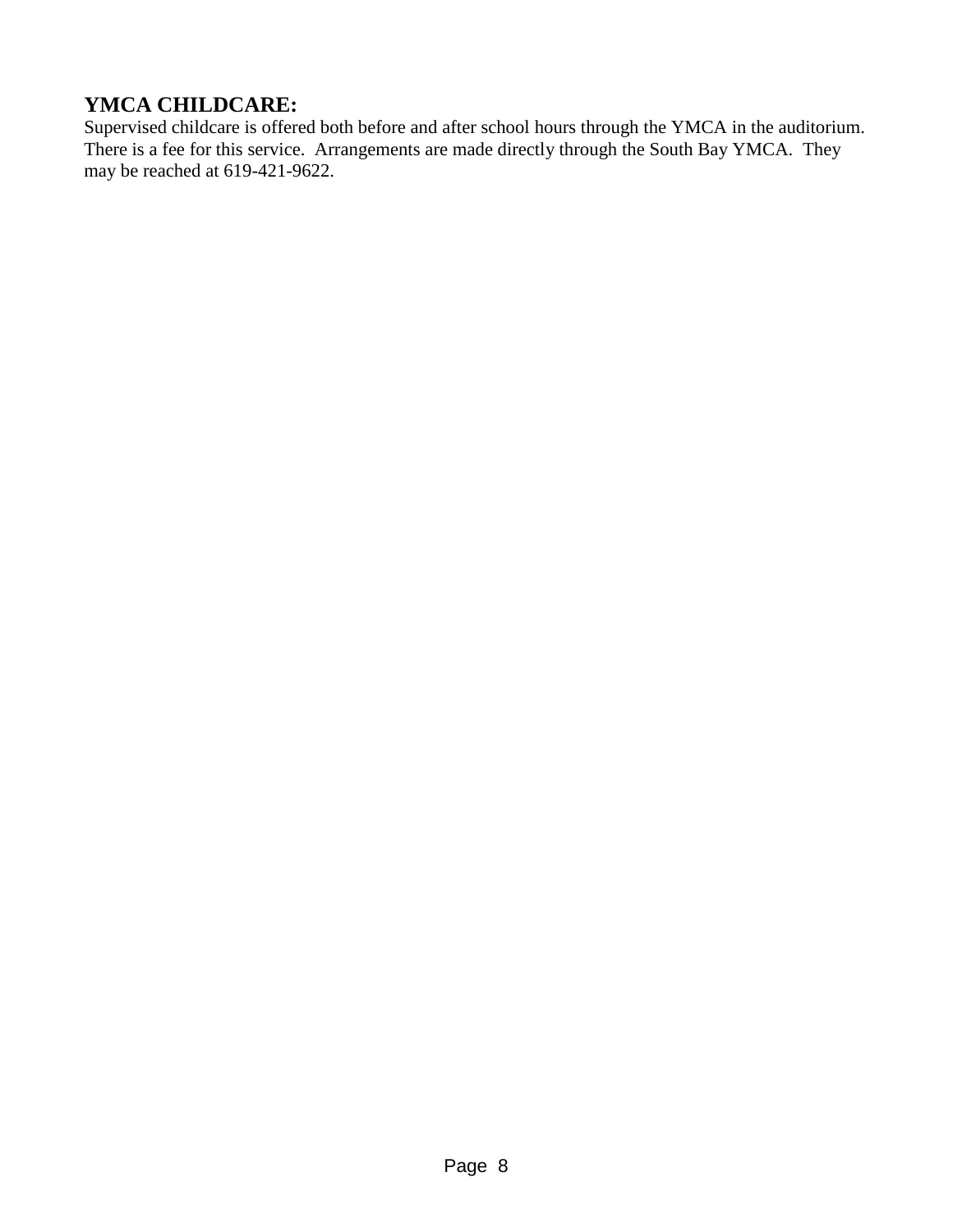## YMCA CHILDCARE:

Supervised childcare is offered both before and after school hours through the YMCA in the auditorium. There is a fee for this service. Arrangements are made directly through the South Bay YMCA. They may be reached at 619-421-9622.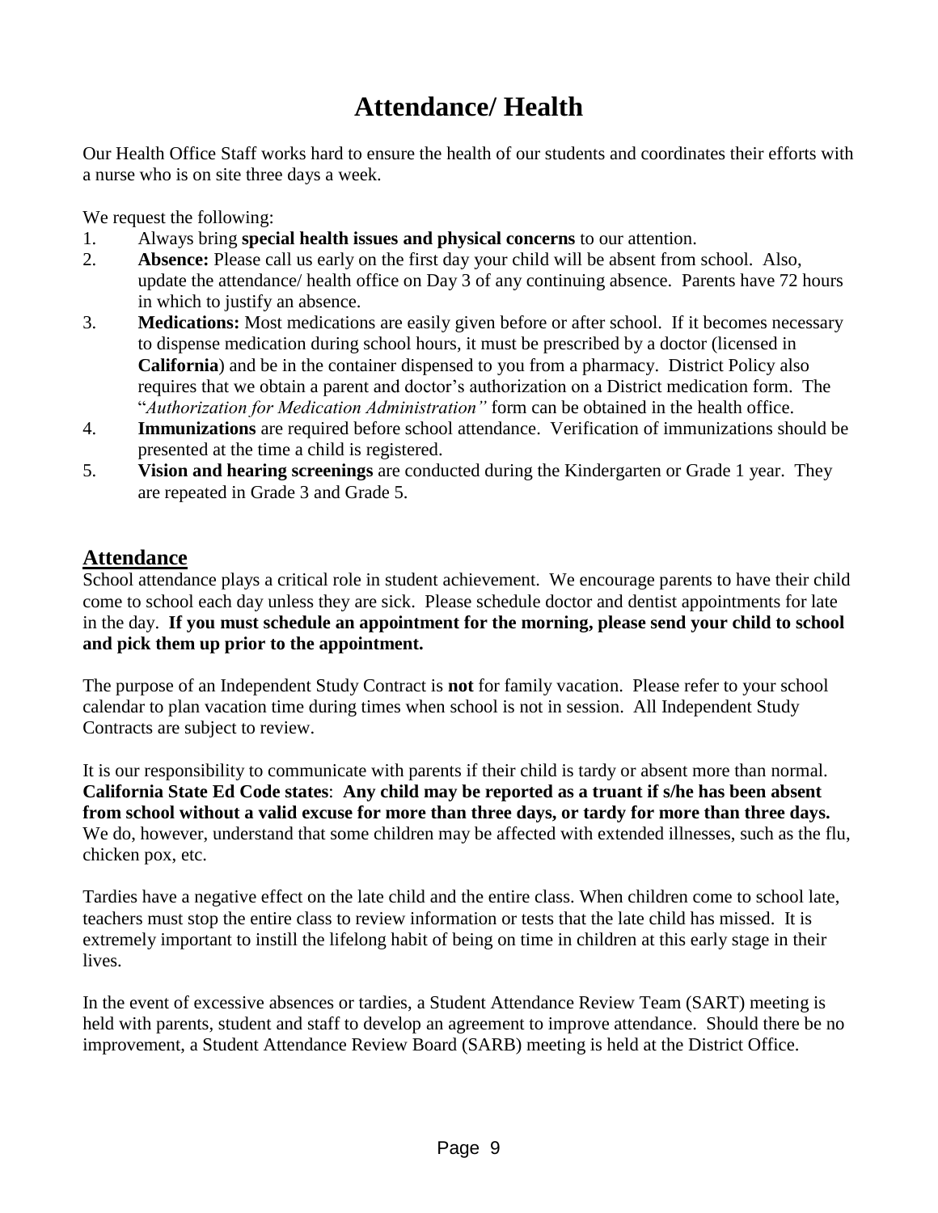# Attendance/ Health

Our Health Office Staff works hard to ensure the health of our students and coordinates their efforts with a nurse who is on site three days a week.

We request the following:

1. Always bring **special health issues and physical concerns** to our attention.
2. **Absence:** Please call us early on the first day your child will be absent from school. Also, update the attendance/ health office on Day 3 of any continuing absence. Parents have 72 hours in which to justify an absence.
3. **Medications:** Most medications are easily given before or after school. If it becomes necessary to dispense medication during school hours, it must be prescribed by a doctor (licensed in **California**) and be in the container dispensed to you from a pharmacy. District Policy also requires that we obtain a parent and doctor's authorization on a District medication form. The "*Authorization for Medication Administration"* form can be obtained in the health office.
4. **Immunizations** are required before school attendance. Verification of immunizations should be presented at the time a child is registered.
5. **Vision and hearing screenings** are conducted during the Kindergarten or Grade 1 year. They are repeated in Grade 3 and Grade 5.

## Attendance

School attendance plays a critical role in student achievement. We encourage parents to have their child come to school each day unless they are sick. Please schedule doctor and dentist appointments for late in the day. **If you must schedule an appointment for the morning, please send your child to school and pick them up prior to the appointment.**

The purpose of an Independent Study Contract is **not** for family vacation. Please refer to your school calendar to plan vacation time during times when school is not in session. All Independent Study Contracts are subject to review.

It is our responsibility to communicate with parents if their child is tardy or absent more than normal. **California State Ed Code states**: **Any child may be reported as a truant if s/he has been absent from school without a valid excuse for more than three days, or tardy for more than three days.** We do, however, understand that some children may be affected with extended illnesses, such as the flu, chicken pox, etc.

Tardies have a negative effect on the late child and the entire class. When children come to school late, teachers must stop the entire class to review information or tests that the late child has missed. It is extremely important to instill the lifelong habit of being on time in children at this early stage in their lives.

In the event of excessive absences or tardies, a Student Attendance Review Team (SART) meeting is held with parents, student and staff to develop an agreement to improve attendance. Should there be no improvement, a Student Attendance Review Board (SARB) meeting is held at the District Office.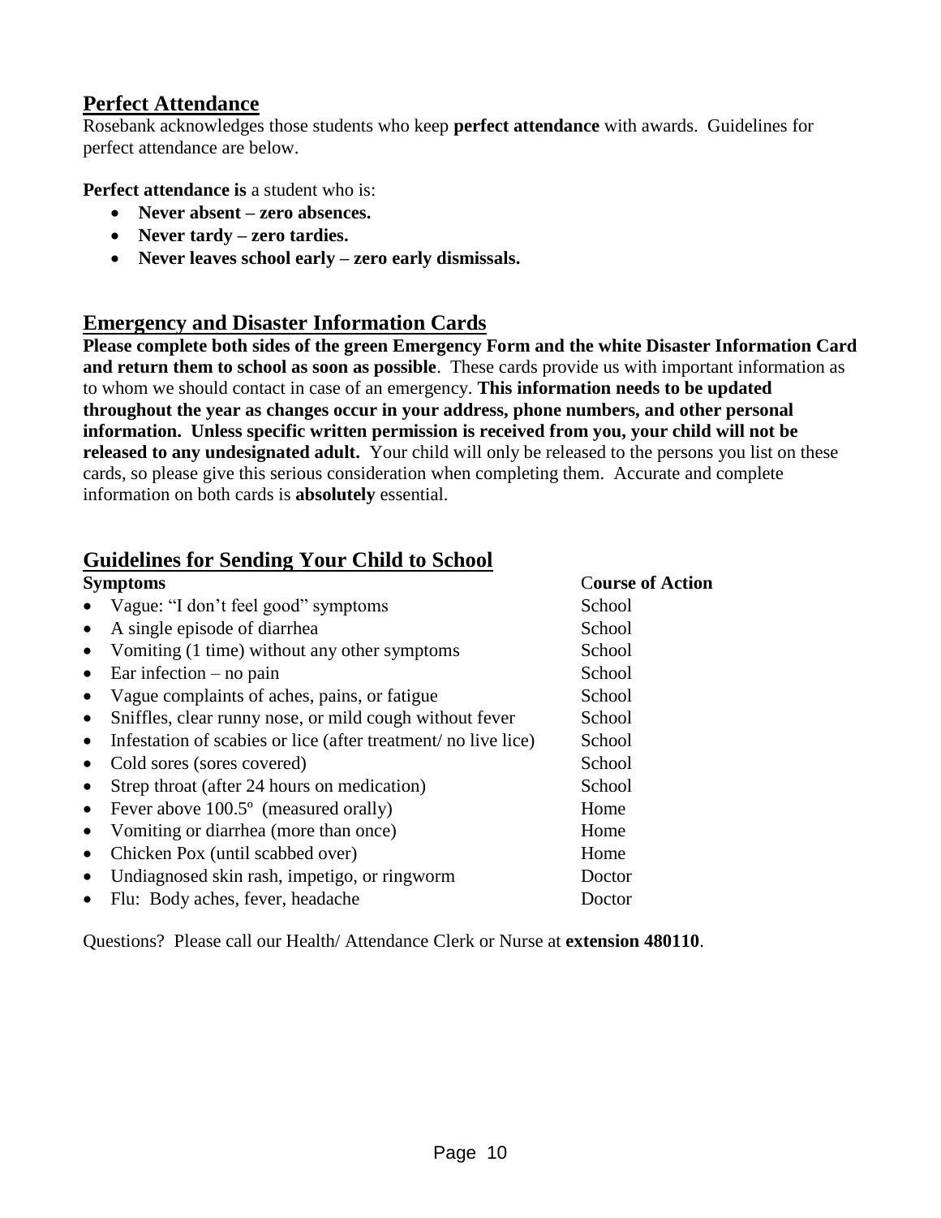## Perfect Attendance

Rosebank acknowledges those students who keep **perfect attendance** with awards. Guidelines for perfect attendance are below.

**Perfect attendance is** a student who is:

- **Never absent – zero absences.**
- **Never tardy – zero tardies.**
- **Never leaves school early – zero early dismissals.**

## Emergency and Disaster Information Cards

**Please complete both sides of the green Emergency Form and the white Disaster Information Card and return them to school as soon as possible**. These cards provide us with important information as to whom we should contact in case of an emergency. **This information needs to be updated throughout the year as changes occur in your address, phone numbers, and other personal information. Unless specific written permission is received from you, your child will not be released to any undesignated adult.** Your child will only be released to the persons you list on these cards, so please give this serious consideration when completing them. Accurate and complete information on both cards is **absolutely** essential.

## Guidelines for Sending Your Child to School

| Symptoms | Course of Action |
| --- | --- |
| • Vague: "I don't feel good" symptoms | School |
| • A single episode of diarrhea | School |
| • Vomiting (1 time) without any other symptoms | School |
| • Ear infection – no pain | School |
| • Vague complaints of aches, pains, or fatigue | School |
| • Sniffles, clear runny nose, or mild cough without fever | School |
| • Infestation of scabies or lice (after treatment/ no live lice) | School |
| • Cold sores (sores covered) | School |
| • Strep throat (after 24 hours on medication) | School |
| • Fever above 100.5º (measured orally) | Home |
| • Vomiting or diarrhea (more than once) | Home |
| • Chicken Pox (until scabbed over) | Home |
| • Undiagnosed skin rash, impetigo, or ringworm | Doctor |
| • Flu: Body aches, fever, headache | Doctor |

Questions? Please call our Health/ Attendance Clerk or Nurse at **extension 480110**.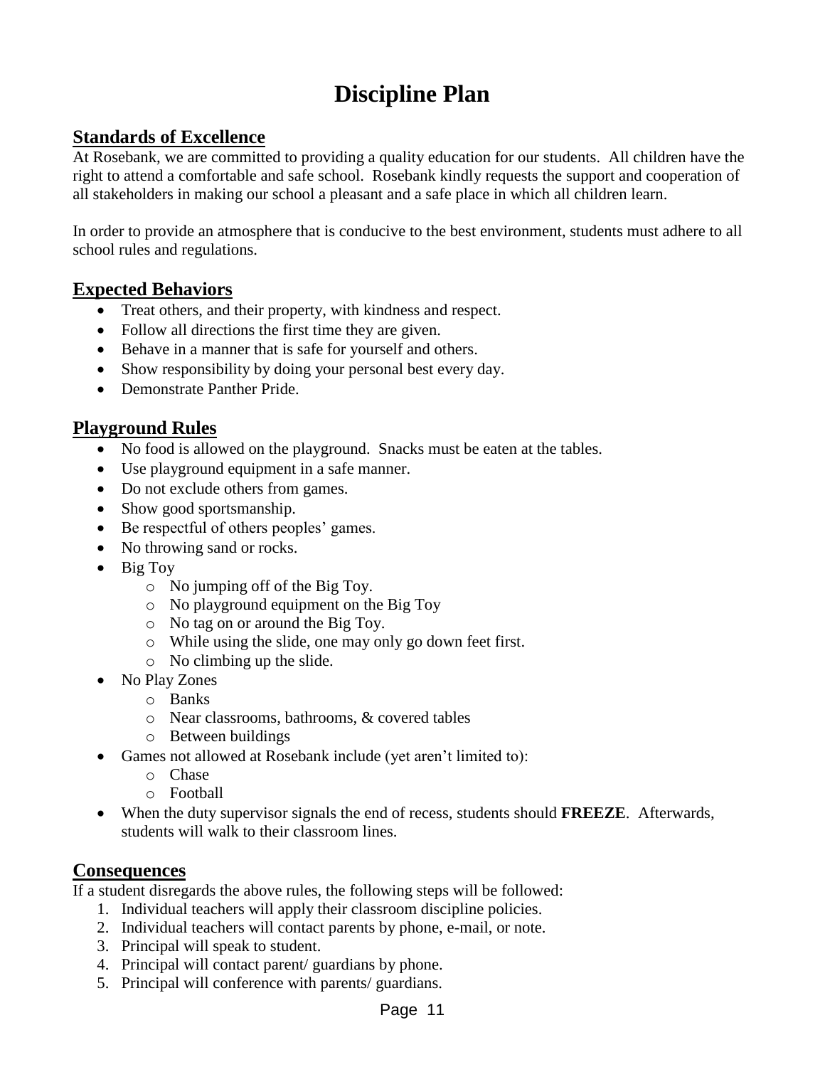# Discipline Plan

## Standards of Excellence

At Rosebank, we are committed to providing a quality education for our students. All children have the right to attend a comfortable and safe school. Rosebank kindly requests the support and cooperation of all stakeholders in making our school a pleasant and a safe place in which all children learn.

In order to provide an atmosphere that is conducive to the best environment, students must adhere to all school rules and regulations.

## Expected Behaviors

- Treat others, and their property, with kindness and respect.
- Follow all directions the first time they are given.
- Behave in a manner that is safe for yourself and others.
- Show responsibility by doing your personal best every day.
- Demonstrate Panther Pride.

## Playground Rules

- No food is allowed on the playground. Snacks must be eaten at the tables.
- Use playground equipment in a safe manner.
- Do not exclude others from games.
- Show good sportsmanship.
- Be respectful of others peoples' games.
- No throwing sand or rocks.
- Big Toy
    - No jumping off of the Big Toy.
    - No playground equipment on the Big Toy
    - No tag on or around the Big Toy.
    - While using the slide, one may only go down feet first.
    - No climbing up the slide.
- No Play Zones
    - Banks
    - Near classrooms, bathrooms, & covered tables
    - Between buildings
- Games not allowed at Rosebank include (yet aren't limited to):
    - Chase
    - Football
- When the duty supervisor signals the end of recess, students should **FREEZE**. Afterwards, students will walk to their classroom lines.

## Consequences

If a student disregards the above rules, the following steps will be followed:

1. Individual teachers will apply their classroom discipline policies.
2. Individual teachers will contact parents by phone, e-mail, or note.
3. Principal will speak to student.
4. Principal will contact parent/ guardians by phone.
5. Principal will conference with parents/ guardians.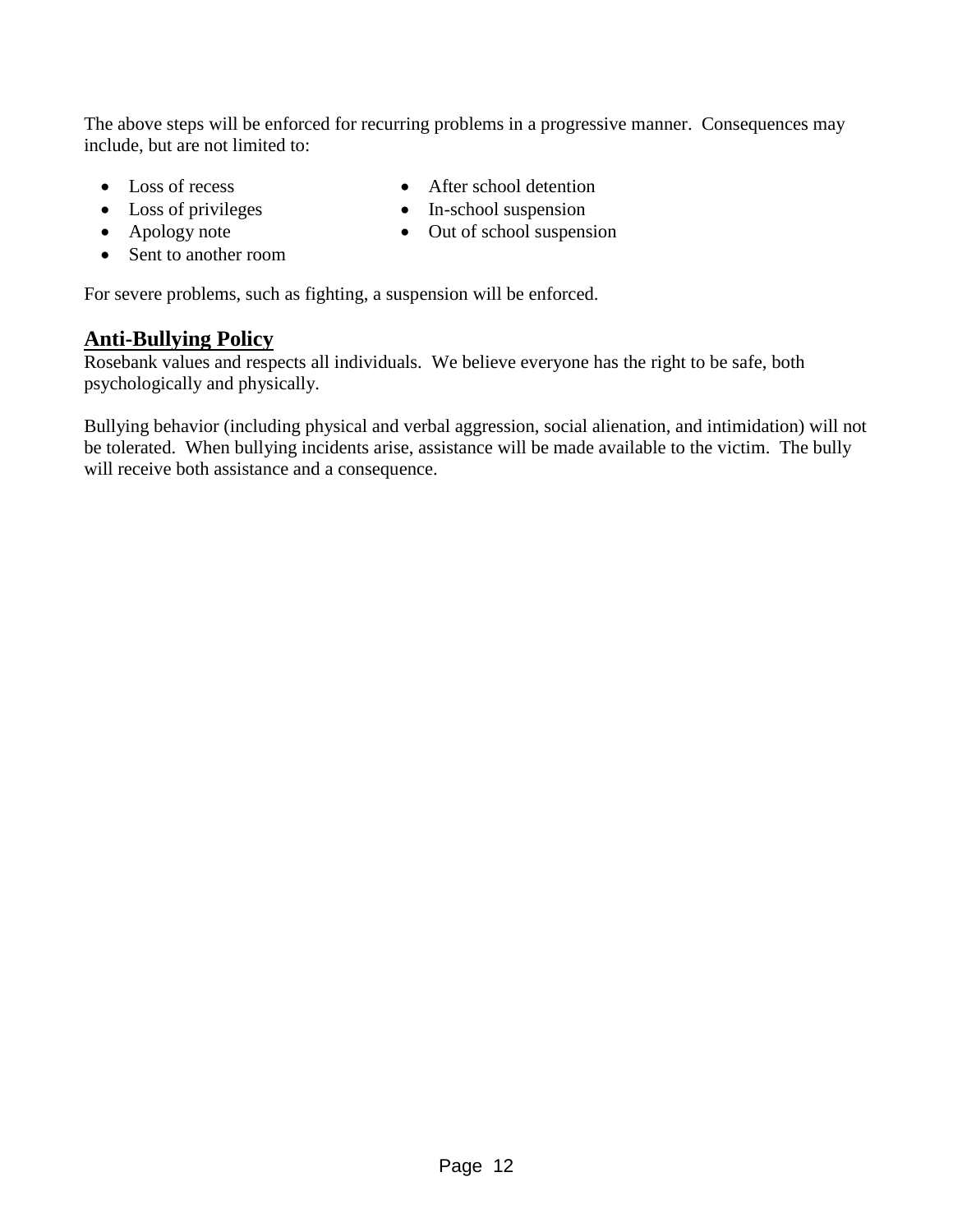The above steps will be enforced for recurring problems in a progressive manner. Consequences may include, but are not limited to:

- Loss of recess
- Loss of privileges
- Apology note
- Sent to another room
- After school detention
- In-school suspension
- Out of school suspension

For severe problems, such as fighting, a suspension will be enforced.

## Anti-Bullying Policy

Rosebank values and respects all individuals. We believe everyone has the right to be safe, both psychologically and physically.

Bullying behavior (including physical and verbal aggression, social alienation, and intimidation) will not be tolerated. When bullying incidents arise, assistance will be made available to the victim. The bully will receive both assistance and a consequence.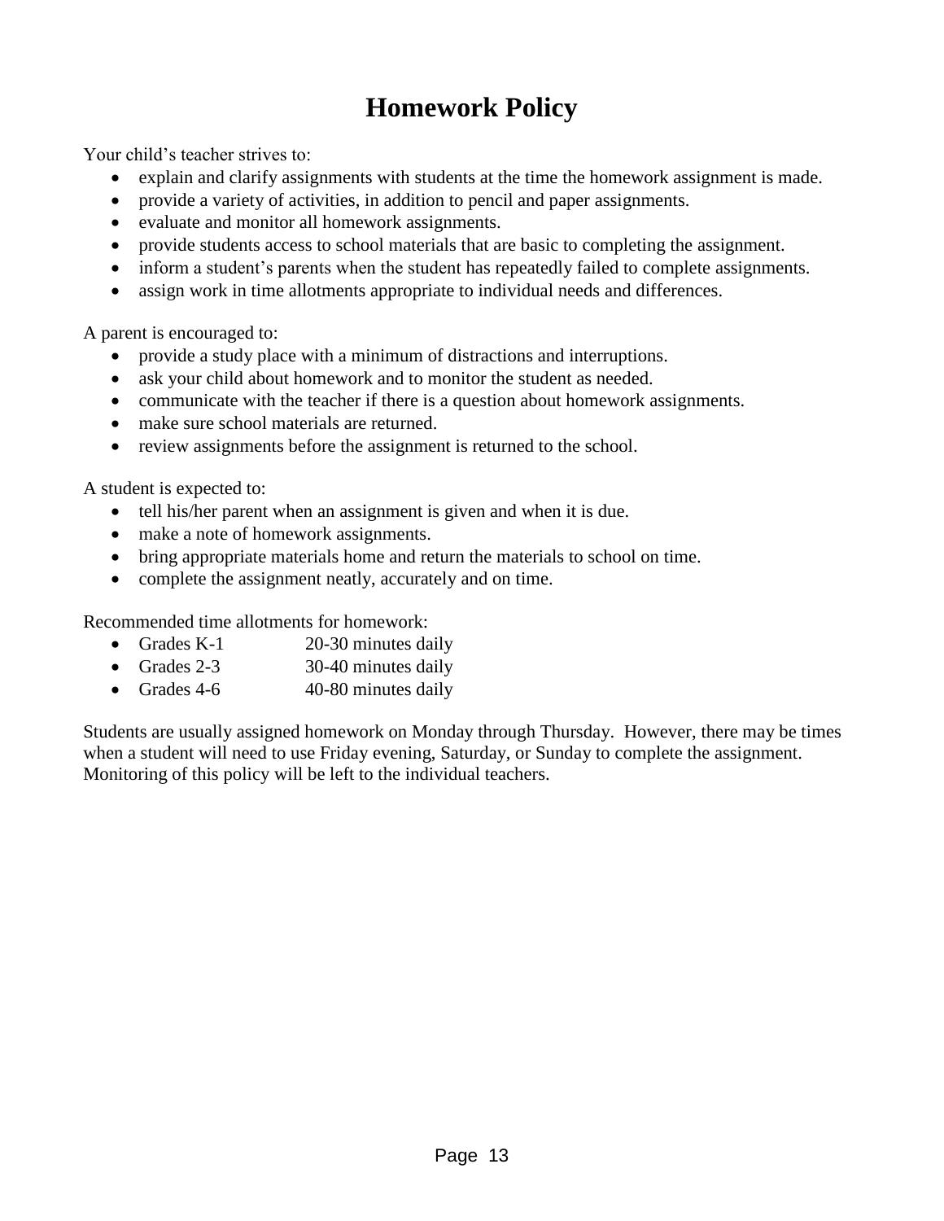# Homework Policy

Your child's teacher strives to:

- explain and clarify assignments with students at the time the homework assignment is made.
- provide a variety of activities, in addition to pencil and paper assignments.
- evaluate and monitor all homework assignments.
- provide students access to school materials that are basic to completing the assignment.
- inform a student's parents when the student has repeatedly failed to complete assignments.
- assign work in time allotments appropriate to individual needs and differences.

A parent is encouraged to:

- provide a study place with a minimum of distractions and interruptions.
- ask your child about homework and to monitor the student as needed.
- communicate with the teacher if there is a question about homework assignments.
- make sure school materials are returned.
- review assignments before the assignment is returned to the school.

A student is expected to:

- tell his/her parent when an assignment is given and when it is due.
- make a note of homework assignments.
- bring appropriate materials home and return the materials to school on time.
- complete the assignment neatly, accurately and on time.

Recommended time allotments for homework:

- Grades K-1 20-30 minutes daily
- Grades 2-3 30-40 minutes daily
- Grades 4-6 40-80 minutes daily

Students are usually assigned homework on Monday through Thursday. However, there may be times when a student will need to use Friday evening, Saturday, or Sunday to complete the assignment. Monitoring of this policy will be left to the individual teachers.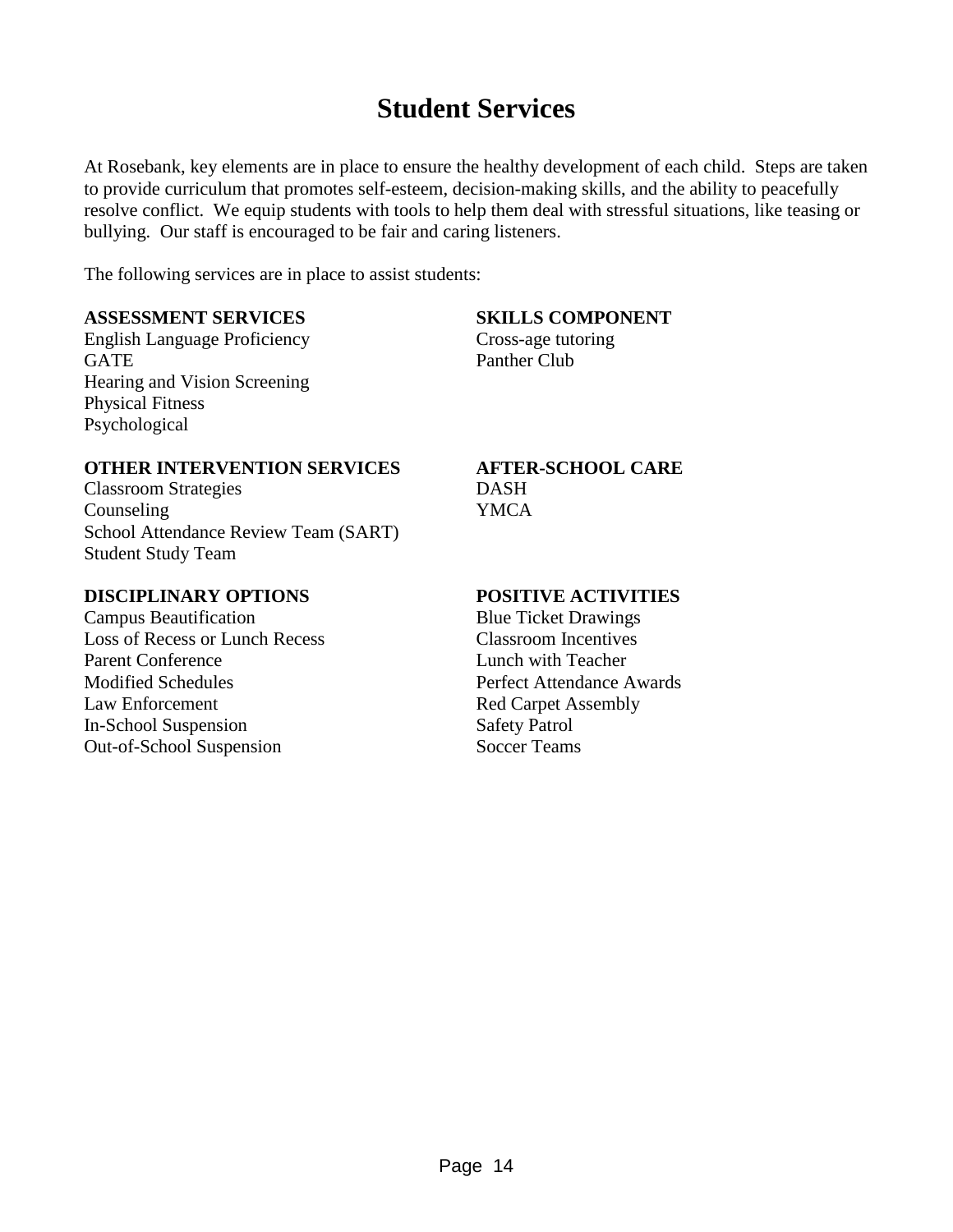# Student Services

At Rosebank, key elements are in place to ensure the healthy development of each child. Steps are taken to provide curriculum that promotes self-esteem, decision-making skills, and the ability to peacefully resolve conflict. We equip students with tools to help them deal with stressful situations, like teasing or bullying. Our staff is encouraged to be fair and caring listeners.

The following services are in place to assist students:

**ASSESSMENT SERVICES**
English Language Proficiency
GATE
Hearing and Vision Screening
Physical Fitness
Psychological

**SKILLS COMPONENT**
Cross-age tutoring
Panther Club

**OTHER INTERVENTION SERVICES**
Classroom Strategies
Counseling
School Attendance Review Team (SART)
Student Study Team

**AFTER-SCHOOL CARE**
DASH
YMCA

**DISCIPLINARY OPTIONS**
Campus Beautification
Loss of Recess or Lunch Recess
Parent Conference
Modified Schedules
Law Enforcement
In-School Suspension
Out-of-School Suspension

**POSITIVE ACTIVITIES**
Blue Ticket Drawings
Classroom Incentives
Lunch with Teacher
Perfect Attendance Awards
Red Carpet Assembly
Safety Patrol
Soccer Teams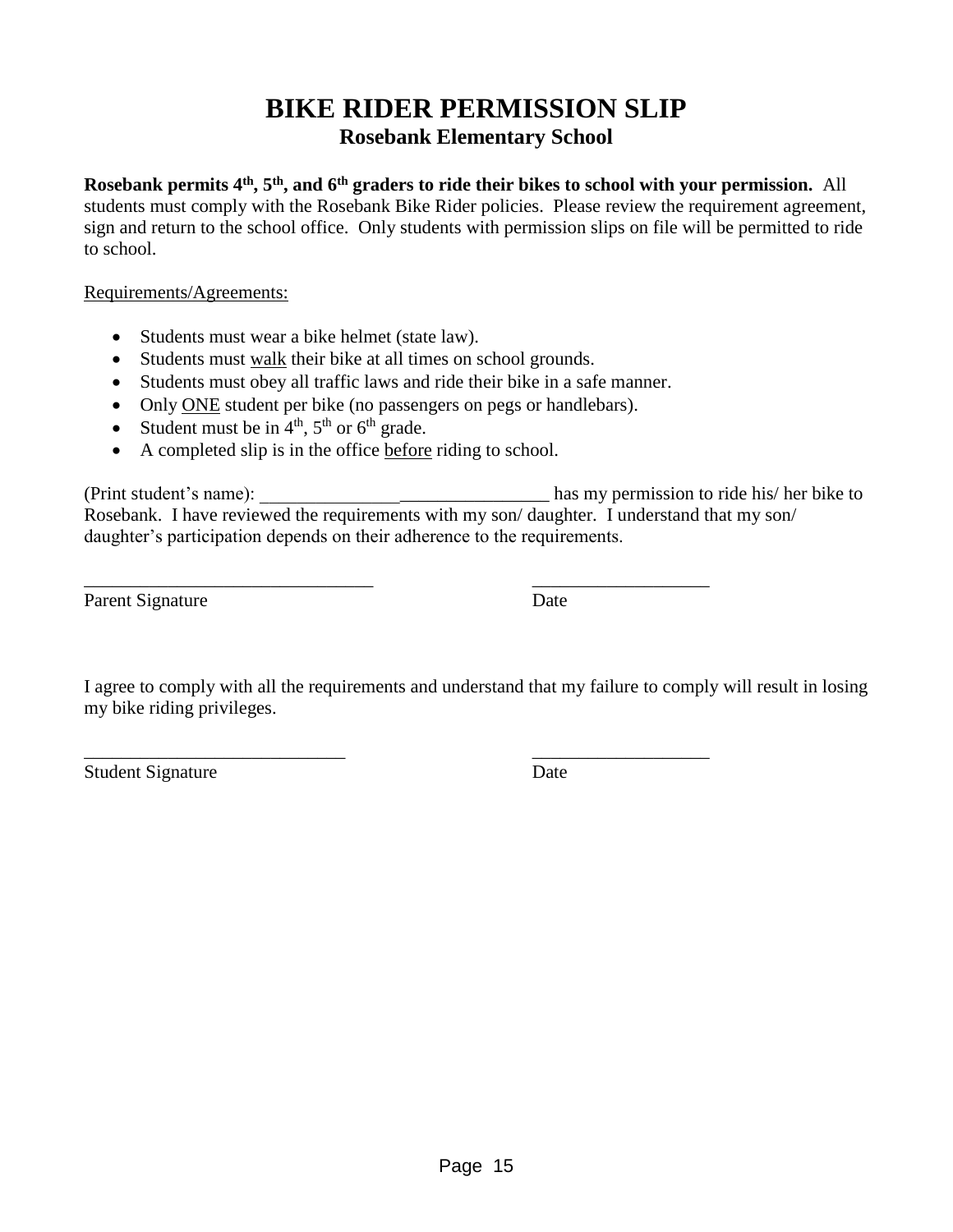# BIKE RIDER PERMISSION SLIP

## Rosebank Elementary School

**Rosebank permits 4th, 5th, and 6th graders to ride their bikes to school with your permission.** All students must comply with the Rosebank Bike Rider policies. Please review the requirement agreement, sign and return to the school office. Only students with permission slips on file will be permitted to ride to school.

<u>Requirements/Agreements:</u>

- Students must wear a bike helmet (state law).
- Students must <u>walk</u> their bike at all times on school grounds.
- Students must obey all traffic laws and ride their bike in a safe manner.
- Only <u>ONE</u> student per bike (no passengers on pegs or handlebars).
- Student must be in 4th, 5th or 6th grade.
- A completed slip is in the office <u>before</u> riding to school.

(Print student's name): _______________________________ has my permission to ride his/ her bike to Rosebank. I have reviewed the requirements with my son/ daughter. I understand that my son/ daughter's participation depends on their adherence to the requirements.

_______________________________ ___________________

Parent Signature Date

I agree to comply with all the requirements and understand that my failure to comply will result in losing my bike riding privileges.

____________________________ ___________________

Student Signature Date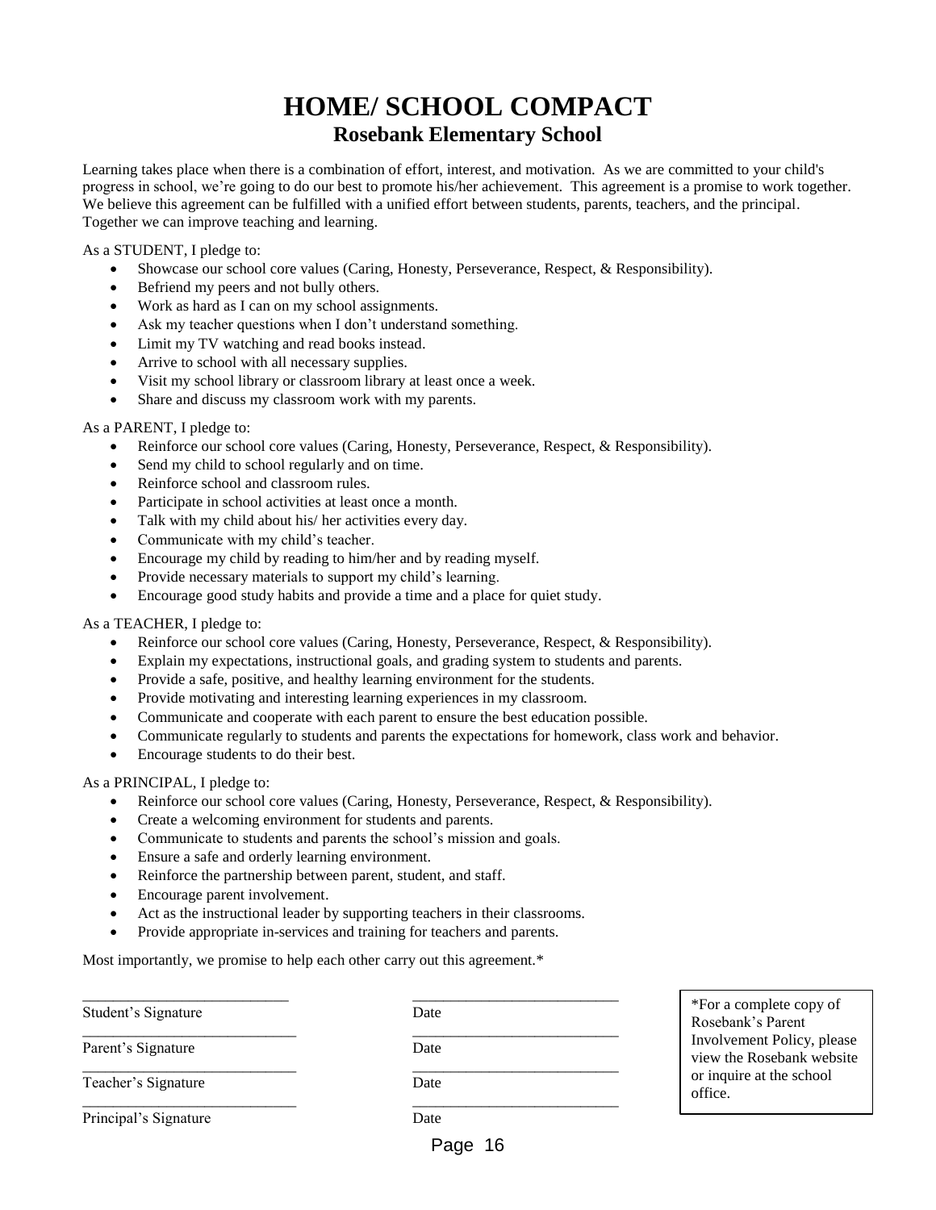# HOME/ SCHOOL COMPACT

## Rosebank Elementary School

Learning takes place when there is a combination of effort, interest, and motivation. As we are committed to your child's progress in school, we're going to do our best to promote his/her achievement. This agreement is a promise to work together. We believe this agreement can be fulfilled with a unified effort between students, parents, teachers, and the principal. Together we can improve teaching and learning.

As a STUDENT, I pledge to:

- Showcase our school core values (Caring, Honesty, Perseverance, Respect, & Responsibility).
- Befriend my peers and not bully others.
- Work as hard as I can on my school assignments.
- Ask my teacher questions when I don't understand something.
- Limit my TV watching and read books instead.
- Arrive to school with all necessary supplies.
- Visit my school library or classroom library at least once a week.
- Share and discuss my classroom work with my parents.

As a PARENT, I pledge to:

- Reinforce our school core values (Caring, Honesty, Perseverance, Respect, & Responsibility).
- Send my child to school regularly and on time.
- Reinforce school and classroom rules.
- Participate in school activities at least once a month.
- Talk with my child about his/ her activities every day.
- Communicate with my child's teacher.
- Encourage my child by reading to him/her and by reading myself.
- Provide necessary materials to support my child's learning.
- Encourage good study habits and provide a time and a place for quiet study.

As a TEACHER, I pledge to:

- Reinforce our school core values (Caring, Honesty, Perseverance, Respect, & Responsibility).
- Explain my expectations, instructional goals, and grading system to students and parents.
- Provide a safe, positive, and healthy learning environment for the students.
- Provide motivating and interesting learning experiences in my classroom.
- Communicate and cooperate with each parent to ensure the best education possible.
- Communicate regularly to students and parents the expectations for homework, class work and behavior.
- Encourage students to do their best.

As a PRINCIPAL, I pledge to:

- Reinforce our school core values (Caring, Honesty, Perseverance, Respect, & Responsibility).
- Create a welcoming environment for students and parents.
- Communicate to students and parents the school's mission and goals.
- Ensure a safe and orderly learning environment.
- Reinforce the partnership between parent, student, and staff.
- Encourage parent involvement.
- Act as the instructional leader by supporting teachers in their classrooms.
- Provide appropriate in-services and training for teachers and parents.

Most importantly, we promise to help each other carry out this agreement.*

___________________________ ___________________________
Student's Signature Date

___________________________ ___________________________
Parent's Signature Date

___________________________ ___________________________
Teacher's Signature Date

___________________________ ___________________________
Principal's Signature Date

*For a complete copy of Rosebank's Parent Involvement Policy, please view the Rosebank website or inquire at the school office.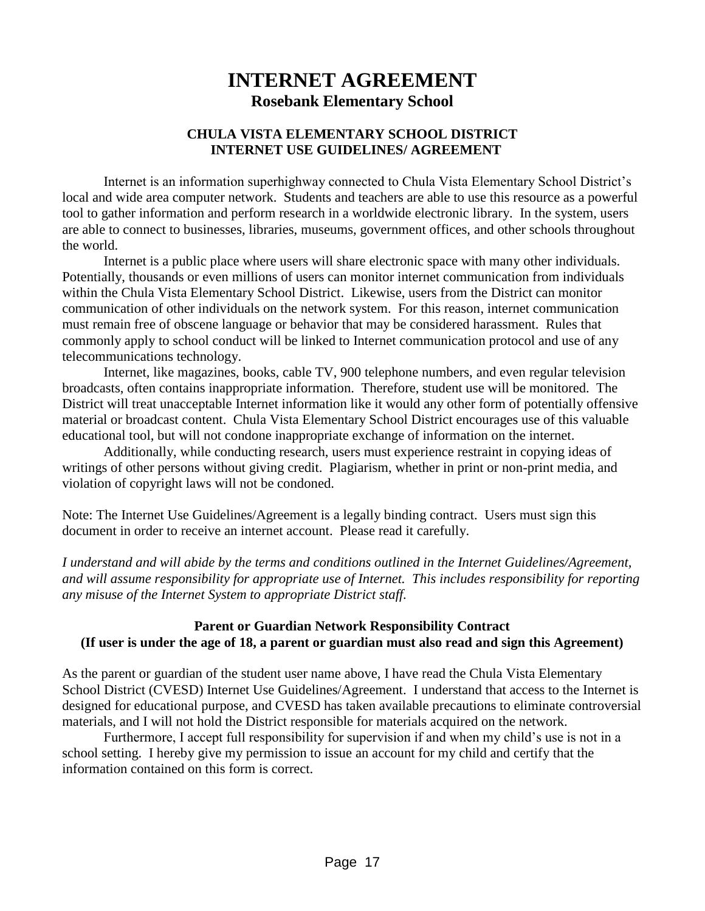# INTERNET AGREEMENT

## Rosebank Elementary School

### CHULA VISTA ELEMENTARY SCHOOL DISTRICT
### INTERNET USE GUIDELINES/ AGREEMENT

Internet is an information superhighway connected to Chula Vista Elementary School District's local and wide area computer network. Students and teachers are able to use this resource as a powerful tool to gather information and perform research in a worldwide electronic library. In the system, users are able to connect to businesses, libraries, museums, government offices, and other schools throughout the world.

Internet is a public place where users will share electronic space with many other individuals. Potentially, thousands or even millions of users can monitor internet communication from individuals within the Chula Vista Elementary School District. Likewise, users from the District can monitor communication of other individuals on the network system. For this reason, internet communication must remain free of obscene language or behavior that may be considered harassment. Rules that commonly apply to school conduct will be linked to Internet communication protocol and use of any telecommunications technology.

Internet, like magazines, books, cable TV, 900 telephone numbers, and even regular television broadcasts, often contains inappropriate information. Therefore, student use will be monitored. The District will treat unacceptable Internet information like it would any other form of potentially offensive material or broadcast content. Chula Vista Elementary School District encourages use of this valuable educational tool, but will not condone inappropriate exchange of information on the internet.

Additionally, while conducting research, users must experience restraint in copying ideas of writings of other persons without giving credit. Plagiarism, whether in print or non-print media, and violation of copyright laws will not be condoned.

Note: The Internet Use Guidelines/Agreement is a legally binding contract. Users must sign this document in order to receive an internet account. Please read it carefully.

*I understand and will abide by the terms and conditions outlined in the Internet Guidelines/Agreement, and will assume responsibility for appropriate use of Internet. This includes responsibility for reporting any misuse of the Internet System to appropriate District staff.*

**Parent or Guardian Network Responsibility Contract**
**(If user is under the age of 18, a parent or guardian must also read and sign this Agreement)**

As the parent or guardian of the student user name above, I have read the Chula Vista Elementary School District (CVESD) Internet Use Guidelines/Agreement. I understand that access to the Internet is designed for educational purpose, and CVESD has taken available precautions to eliminate controversial materials, and I will not hold the District responsible for materials acquired on the network.

Furthermore, I accept full responsibility for supervision if and when my child's use is not in a school setting. I hereby give my permission to issue an account for my child and certify that the information contained on this form is correct.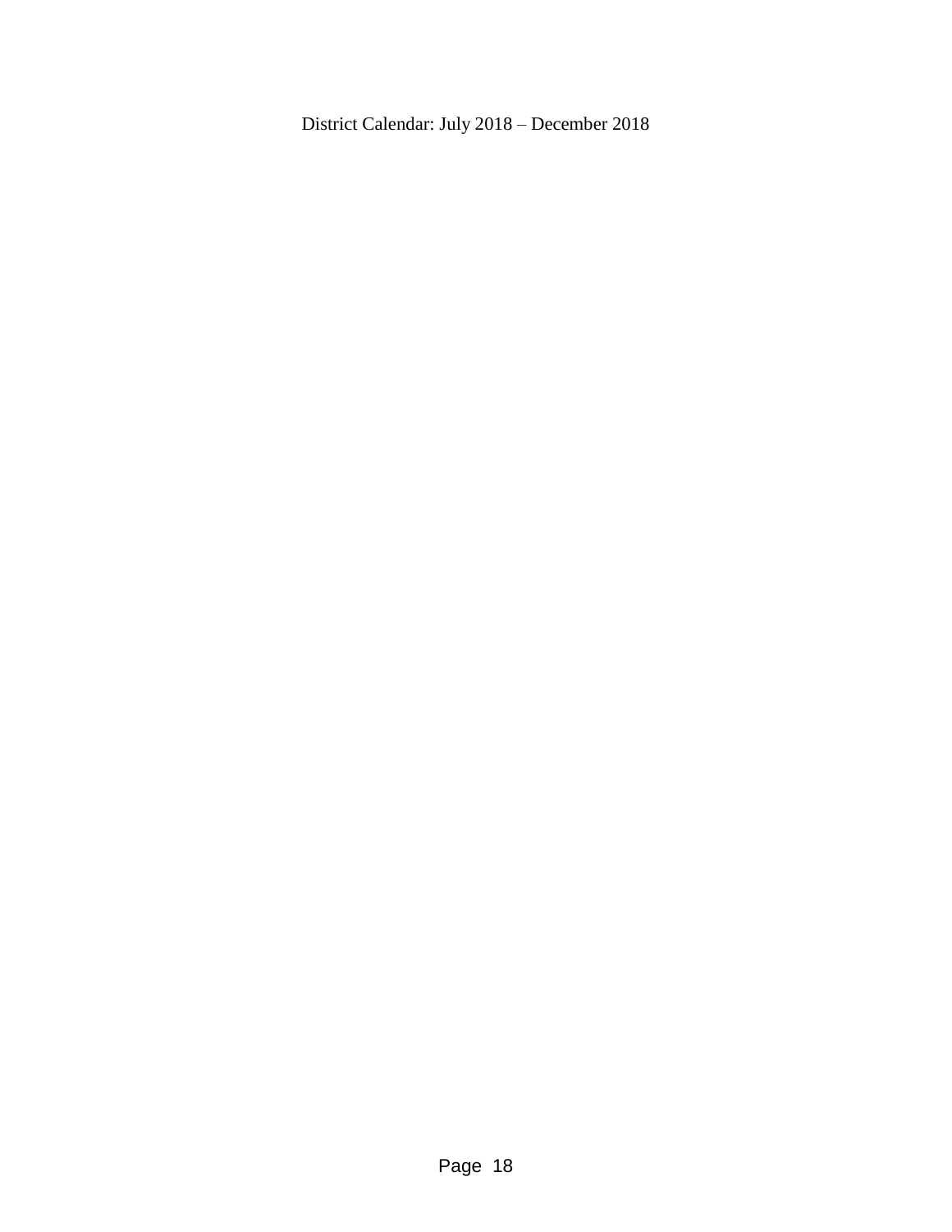District Calendar: July 2018 – December 2018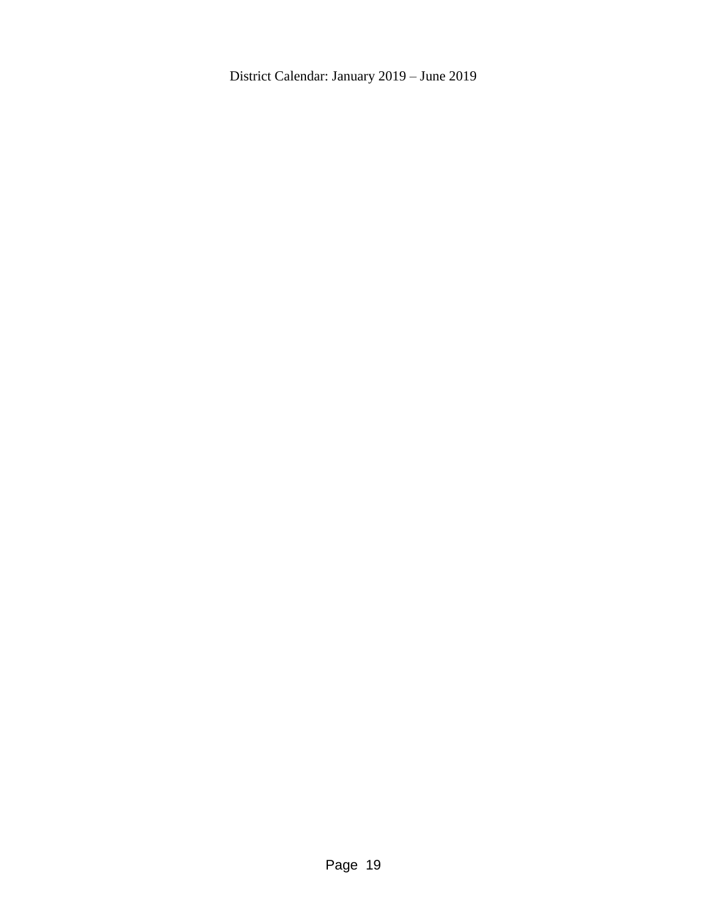District Calendar: January 2019 – June 2019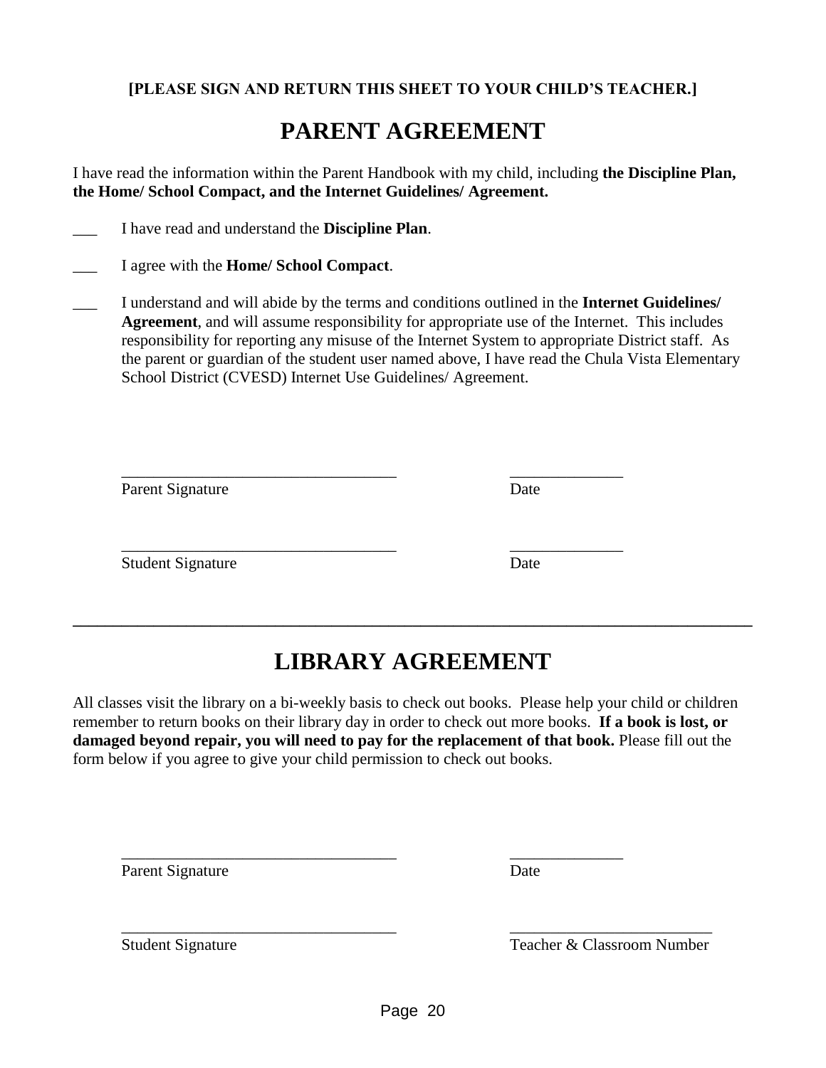**[PLEASE SIGN AND RETURN THIS SHEET TO YOUR CHILD'S TEACHER.]**

# PARENT AGREEMENT

I have read the information within the Parent Handbook with my child, including **the Discipline Plan, the Home/ School Compact, and the Internet Guidelines/ Agreement.**

___ I have read and understand the **Discipline Plan**.

___ I agree with the **Home/ School Compact**.

___ I understand and will abide by the terms and conditions outlined in the **Internet Guidelines/ Agreement**, and will assume responsibility for appropriate use of the Internet. This includes responsibility for reporting any misuse of the Internet System to appropriate District staff. As the parent or guardian of the student user named above, I have read the Chula Vista Elementary School District (CVESD) Internet Use Guidelines/ Agreement.

_________________________________ ______________
Parent Signature Date

_________________________________ ______________
Student Signature Date

---

# LIBRARY AGREEMENT

All classes visit the library on a bi-weekly basis to check out books. Please help your child or children remember to return books on their library day in order to check out more books. **If a book is lost, or damaged beyond repair, you will need to pay for the replacement of that book.** Please fill out the form below if you agree to give your child permission to check out books.

_________________________________ ______________
Parent Signature Date

_________________________________ _________________________
Student Signature Teacher & Classroom Number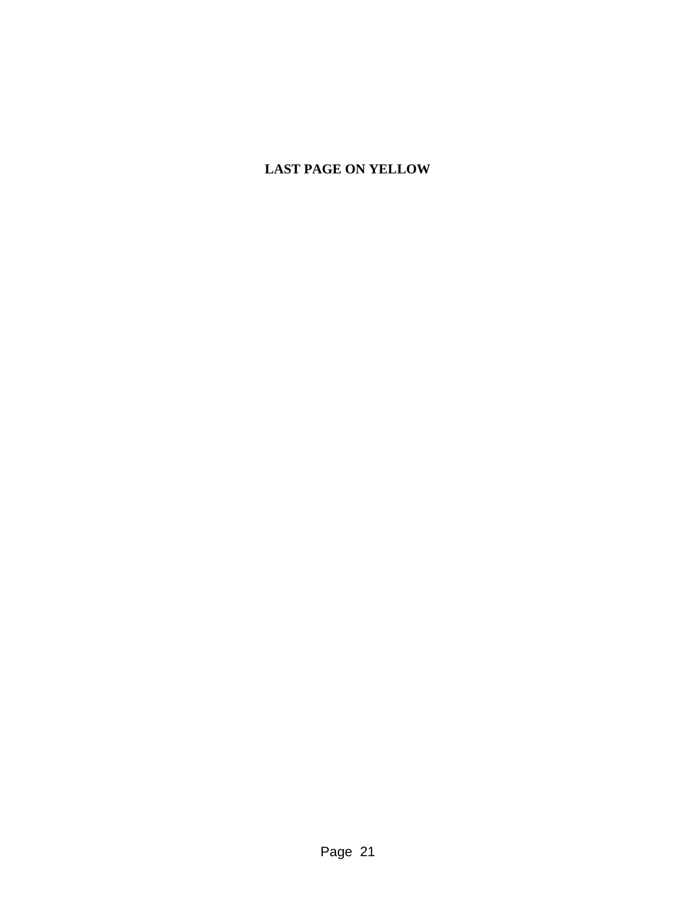**LAST PAGE ON YELLOW**